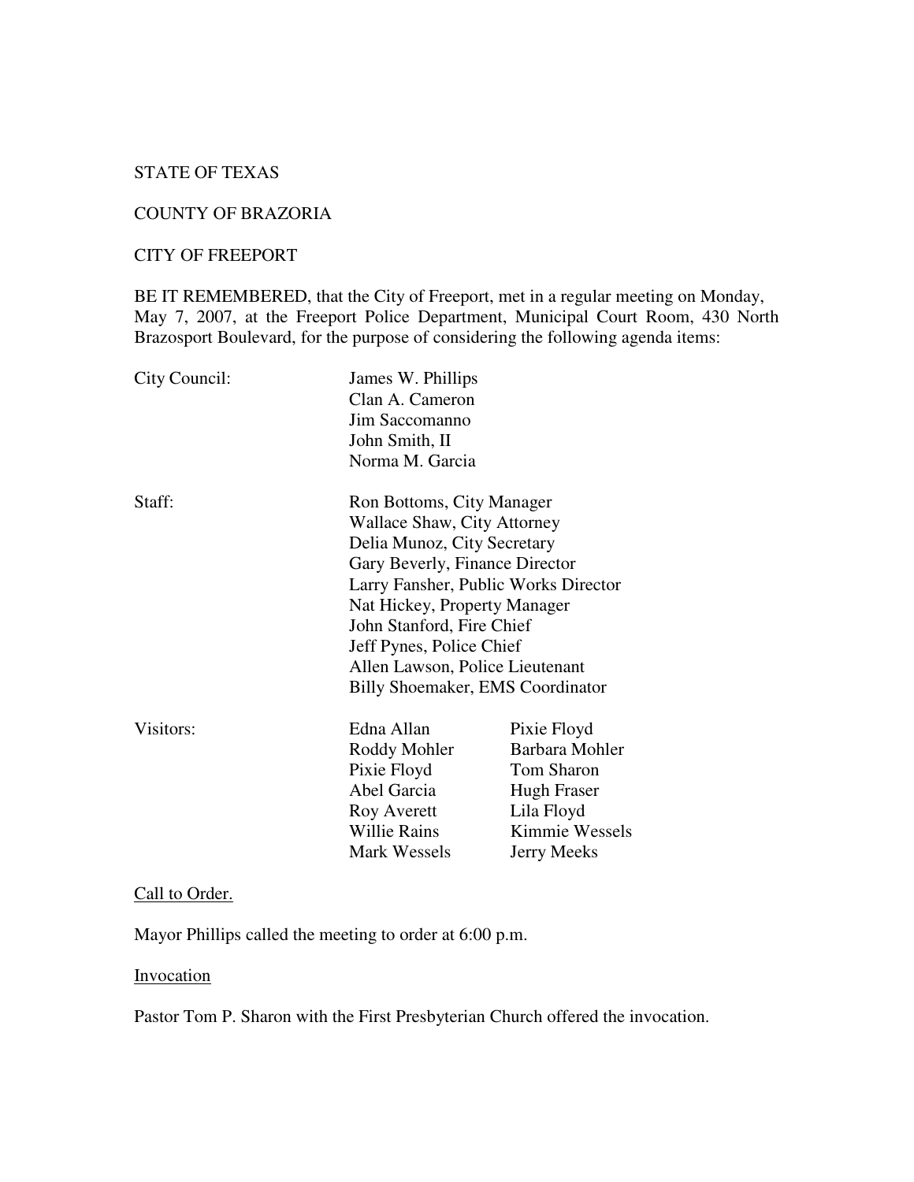STATE OF TEXAS

COUNTY OF BRAZORIA

CITY OF FREEPORT

BE IT REMEMBERED, that the City of Freeport, met in a regular meeting on Monday, May 7, 2007, at the Freeport Police Department, Municipal Court Room, 430 North Brazosport Boulevard, for the purpose of considering the following agenda items:

| | | |
|---|---|---|
| City Council: | James W. Phillips | |
| | Clan A. Cameron | |
| | Jim Saccomanno | |
| | John Smith, II | |
| | Norma M. Garcia | |
| Staff: | Ron Bottoms, City Manager | |
| | Wallace Shaw, City Attorney | |
| | Delia Munoz, City Secretary | |
| | Gary Beverly, Finance Director | |
| | Larry Fansher, Public Works Director | |
| | Nat Hickey, Property Manager | |
| | John Stanford, Fire Chief | |
| | Jeff Pynes, Police Chief | |
| | Allen Lawson, Police Lieutenant | |
| | Billy Shoemaker, EMS Coordinator | |
| Visitors: | Edna Allan | Pixie Floyd |
| | Roddy Mohler | Barbara Mohler |
| | Pixie Floyd | Tom Sharon |
| | Abel Garcia | Hugh Fraser |
| | Roy Averett | Lila Floyd |
| | Willie Rains | Kimmie Wessels |
| | Mark Wessels | Jerry Meeks |

Call to Order.

Mayor Phillips called the meeting to order at 6:00 p.m.

Invocation

Pastor Tom P. Sharon with the First Presbyterian Church offered the invocation.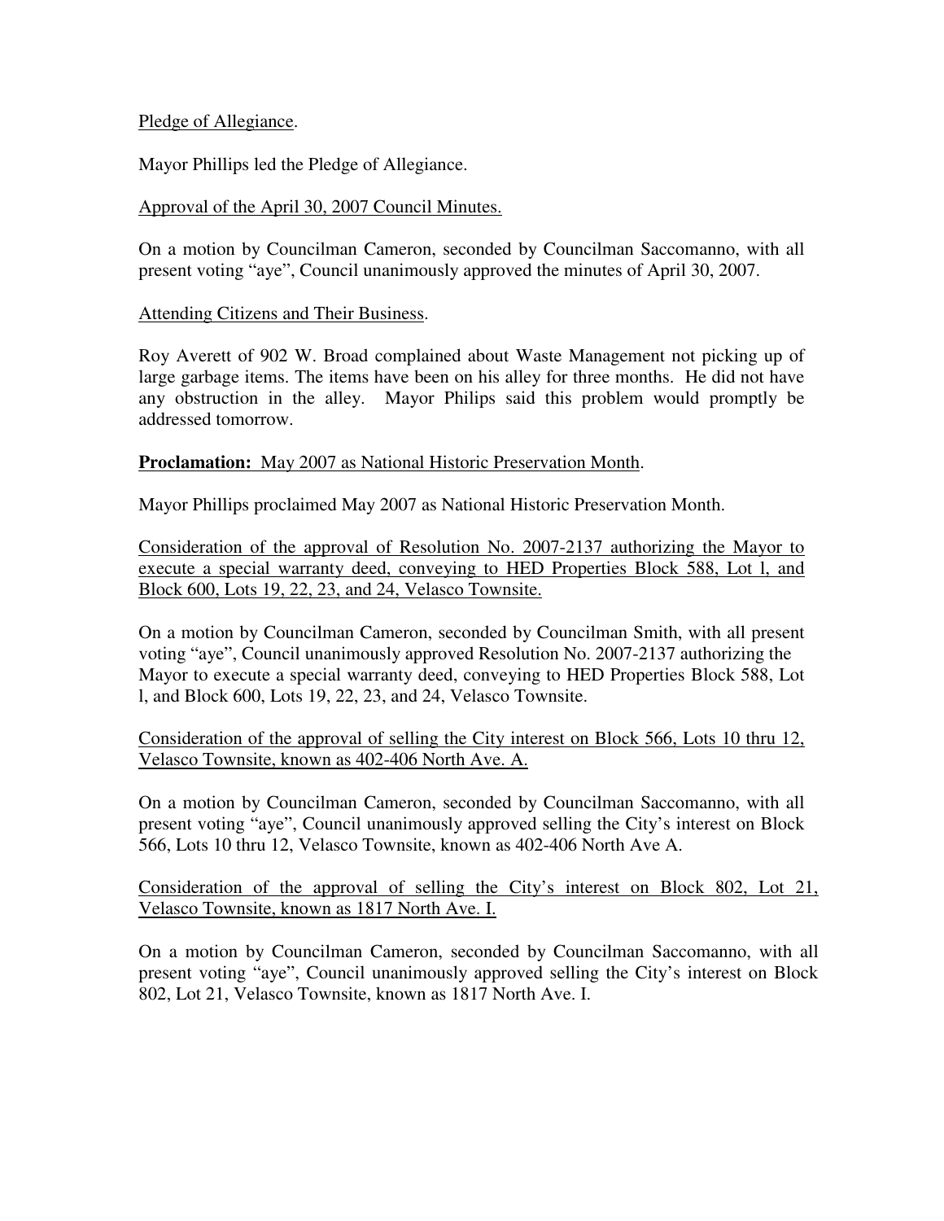Pledge of Allegiance.

Mayor Phillips led the Pledge of Allegiance.

Approval of the April 30, 2007 Council Minutes.

On a motion by Councilman Cameron, seconded by Councilman Saccomanno, with all present voting "aye", Council unanimously approved the minutes of April 30, 2007.

Attending Citizens and Their Business.

Roy Averett of 902 W. Broad complained about Waste Management not picking up of large garbage items. The items have been on his alley for three months. He did not have any obstruction in the alley. Mayor Philips said this problem would promptly be addressed tomorrow.

**Proclamation:** May 2007 as National Historic Preservation Month.

Mayor Phillips proclaimed May 2007 as National Historic Preservation Month.

Consideration of the approval of Resolution No. 2007-2137 authorizing the Mayor to execute a special warranty deed, conveying to HED Properties Block 588, Lot l, and Block 600, Lots 19, 22, 23, and 24, Velasco Townsite.

On a motion by Councilman Cameron, seconded by Councilman Smith, with all present voting "aye", Council unanimously approved Resolution No. 2007-2137 authorizing the Mayor to execute a special warranty deed, conveying to HED Properties Block 588, Lot l, and Block 600, Lots 19, 22, 23, and 24, Velasco Townsite.

Consideration of the approval of selling the City interest on Block 566, Lots 10 thru 12, Velasco Townsite, known as 402-406 North Ave. A.

On a motion by Councilman Cameron, seconded by Councilman Saccomanno, with all present voting "aye", Council unanimously approved selling the City's interest on Block 566, Lots 10 thru 12, Velasco Townsite, known as 402-406 North Ave A.

Consideration of the approval of selling the City's interest on Block 802, Lot 21, Velasco Townsite, known as 1817 North Ave. I.

On a motion by Councilman Cameron, seconded by Councilman Saccomanno, with all present voting "aye", Council unanimously approved selling the City's interest on Block 802, Lot 21, Velasco Townsite, known as 1817 North Ave. I.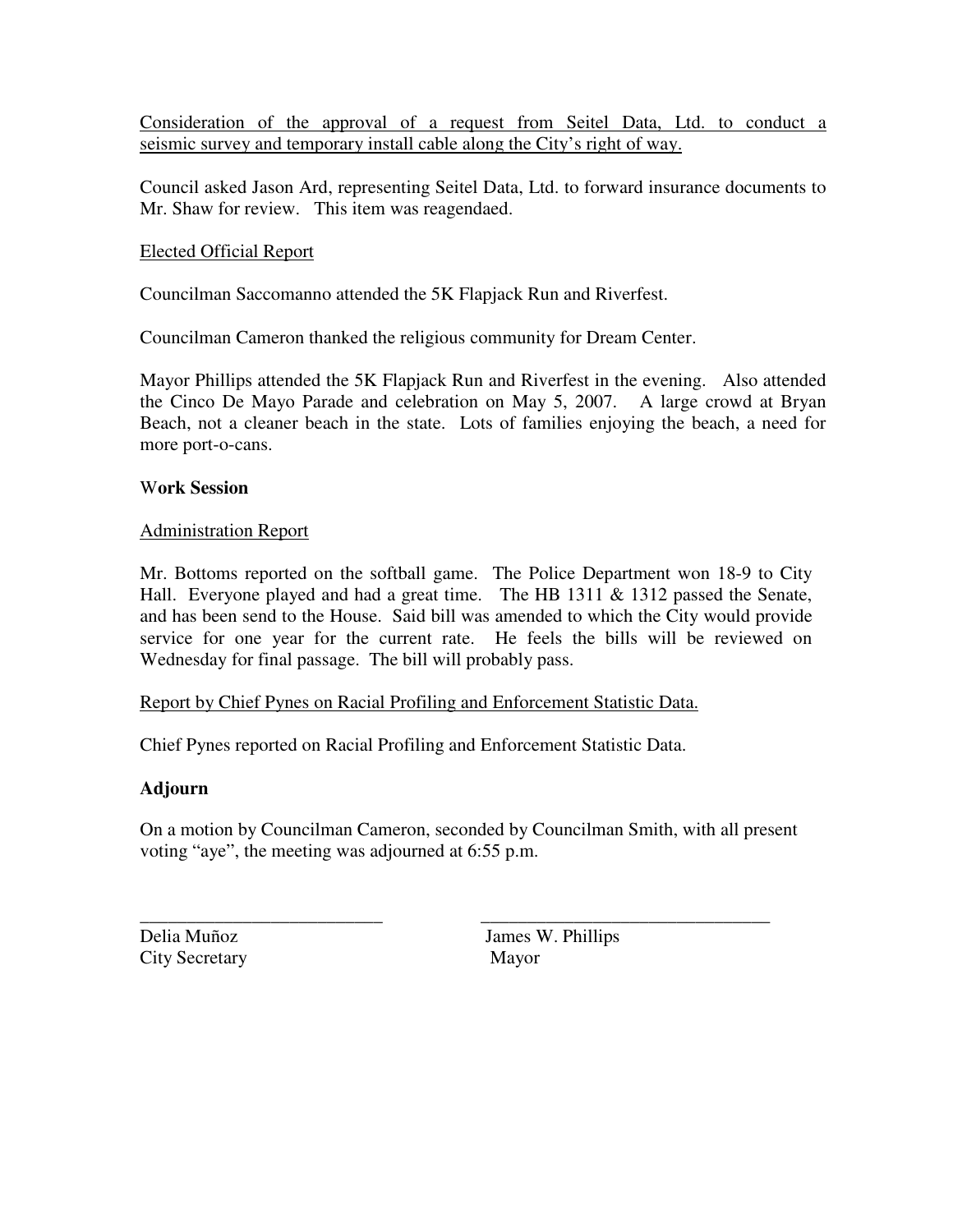<u>Consideration of the approval of a request from Seitel Data, Ltd. to conduct a seismic survey and temporary install cable along the City's right of way.</u>

Council asked Jason Ard, representing Seitel Data, Ltd. to forward insurance documents to Mr. Shaw for review. This item was reagendaed.

<u>Elected Official Report</u>

Councilman Saccomanno attended the 5K Flapjack Run and Riverfest.

Councilman Cameron thanked the religious community for Dream Center.

Mayor Phillips attended the 5K Flapjack Run and Riverfest in the evening. Also attended the Cinco De Mayo Parade and celebration on May 5, 2007. A large crowd at Bryan Beach, not a cleaner beach in the state. Lots of families enjoying the beach, a need for more port-o-cans.

**Work Session**

<u>Administration Report</u>

Mr. Bottoms reported on the softball game. The Police Department won 18-9 to City Hall. Everyone played and had a great time. The HB 1311 & 1312 passed the Senate, and has been send to the House. Said bill was amended to which the City would provide service for one year for the current rate. He feels the bills will be reviewed on Wednesday for final passage. The bill will probably pass.

<u>Report by Chief Pynes on Racial Profiling and Enforcement Statistic Data.</u>

Chief Pynes reported on Racial Profiling and Enforcement Statistic Data.

**Adjourn**

On a motion by Councilman Cameron, seconded by Councilman Smith, with all present voting "aye", the meeting was adjourned at 6:55 p.m.

___________________________ ________________________________

Delia Muñoz
City Secretary

James W. Phillips
Mayor